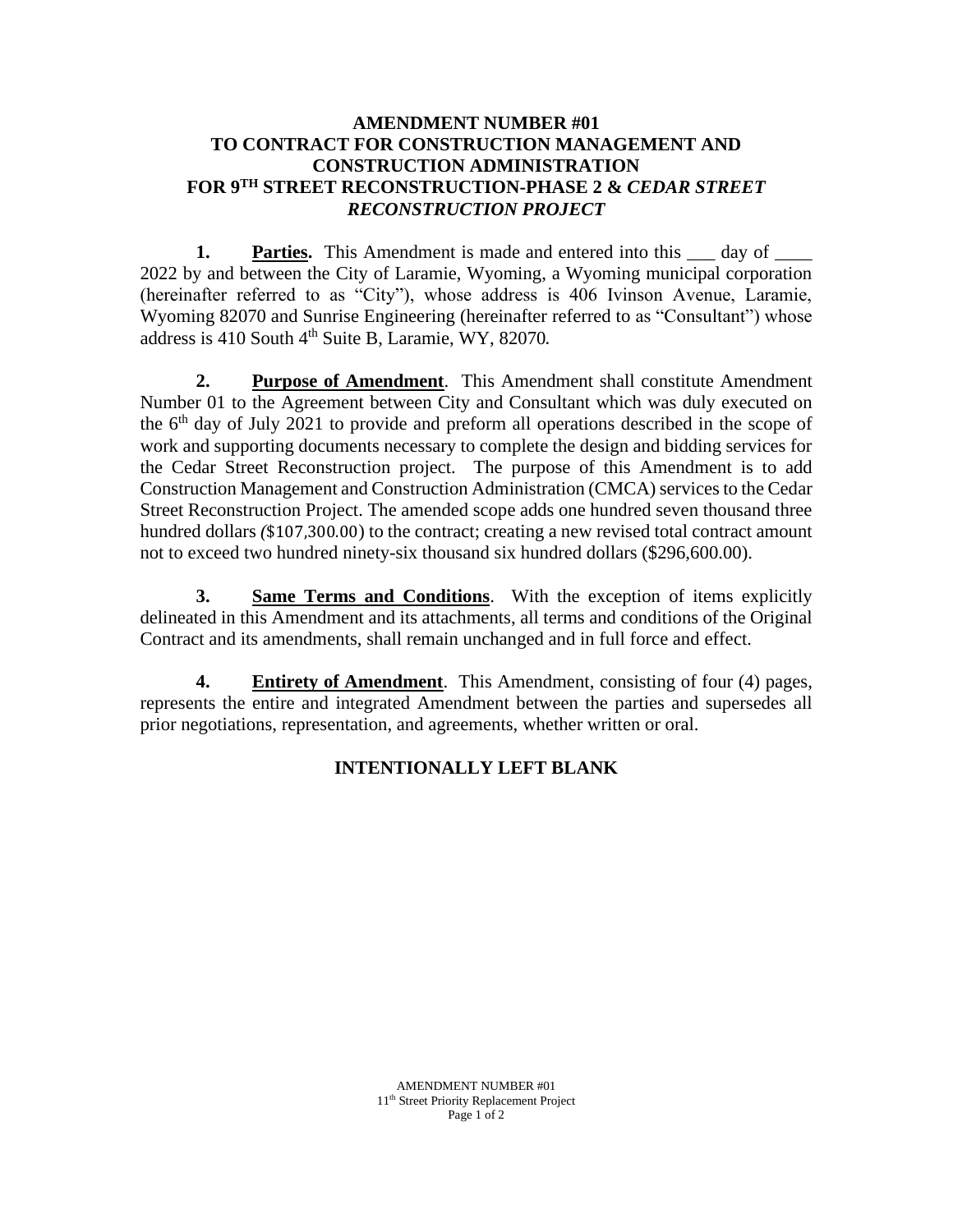# AMENDMENT NUMBER #01 TO CONTRACT FOR CONSTRUCTION MANAGEMENT AND CONSTRUCTION ADMINISTRATION FOR 9[TH] STREET RECONSTRUCTION-PHASE 2 & *CEDAR STREET RECONSTRUCTION PROJECT*

**1. Parties.** This Amendment is made and entered into this ___ day of ____ 2022 by and between the City of Laramie, Wyoming, a Wyoming municipal corporation (hereinafter referred to as "City"), whose address is 406 Ivinson Avenue, Laramie, Wyoming 82070 and Sunrise Engineering (hereinafter referred to as "Consultant") whose address is 410 South 4[th] Suite B, Laramie, WY, 82070*.*

**2. Purpose of Amendment**. This Amendment shall constitute Amendment Number 01 to the Agreement between City and Consultant which was duly executed on the 6[th] day of July 2021 to provide and preform all operations described in the scope of work and supporting documents necessary to complete the design and bidding services for the Cedar Street Reconstruction project. The purpose of this Amendment is to add Construction Management and Construction Administration (CMCA) services to the Cedar Street Reconstruction Project. The amended scope adds one hundred seven thousand three hundred dollars (\$107,300.00) to the contract; creating a new revised total contract amount not to exceed two hundred ninety-six thousand six hundred dollars (\$296,600.00).

**3. Same Terms and Conditions**. With the exception of items explicitly delineated in this Amendment and its attachments, all terms and conditions of the Original Contract and its amendments, shall remain unchanged and in full force and effect.

**4. Entirety of Amendment**. This Amendment, consisting of four (4) pages, represents the entire and integrated Amendment between the parties and supersedes all prior negotiations, representation, and agreements, whether written or oral.

**INTENTIONALLY LEFT BLANK**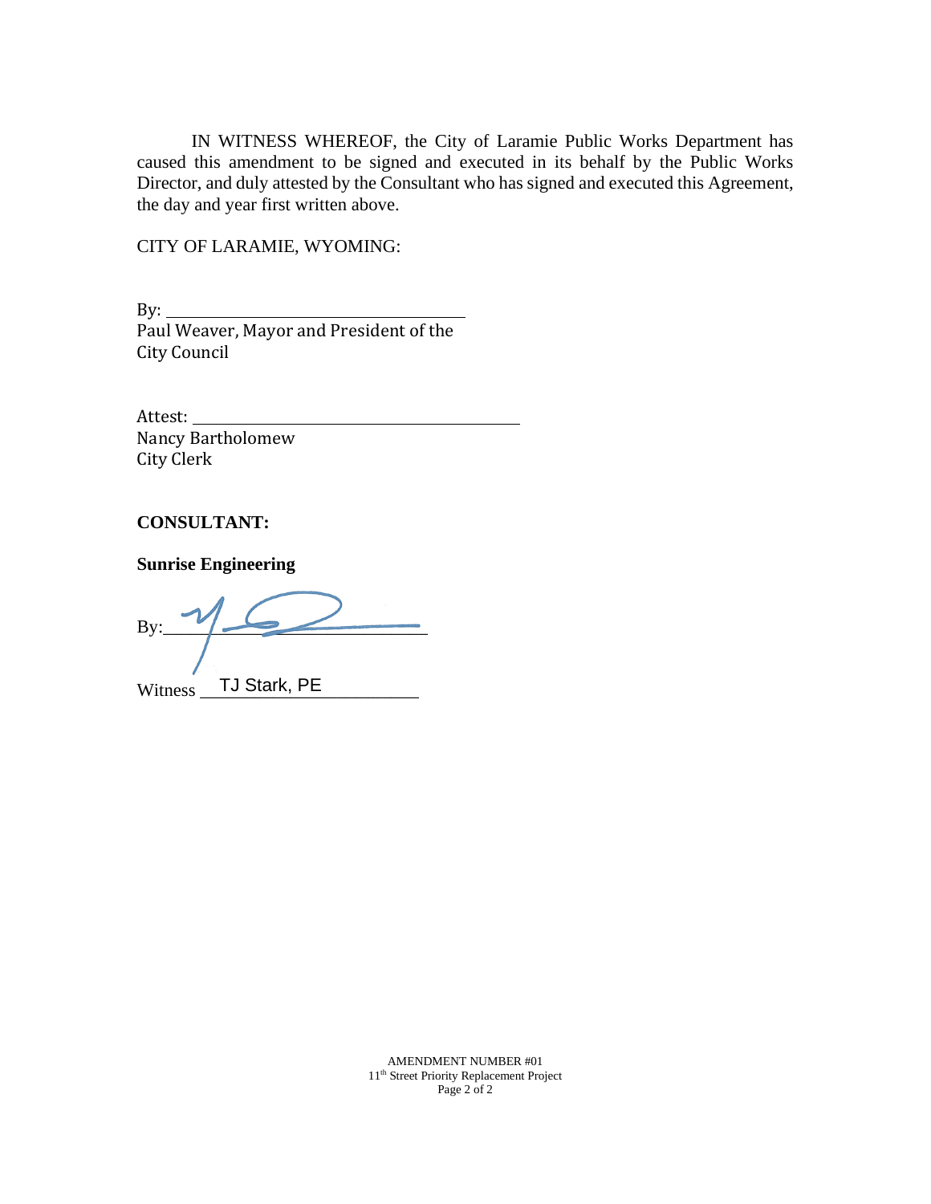IN WITNESS WHEREOF, the City of Laramie Public Works Department has caused this amendment to be signed and executed in its behalf by the Public Works Director, and duly attested by the Consultant who has signed and executed this Agreement, the day and year first written above.

CITY OF LARAMIE, WYOMING:

By: ______________________________
Paul Weaver, Mayor and President of the City Council

Attest: ______________________________
Nancy Bartholomew
City Clerk

**CONSULTANT:**

**Sunrise Engineering**

By: ______________________________

Witness TJ Stark, PE

AMENDMENT NUMBER #01
11th Street Priority Replacement Project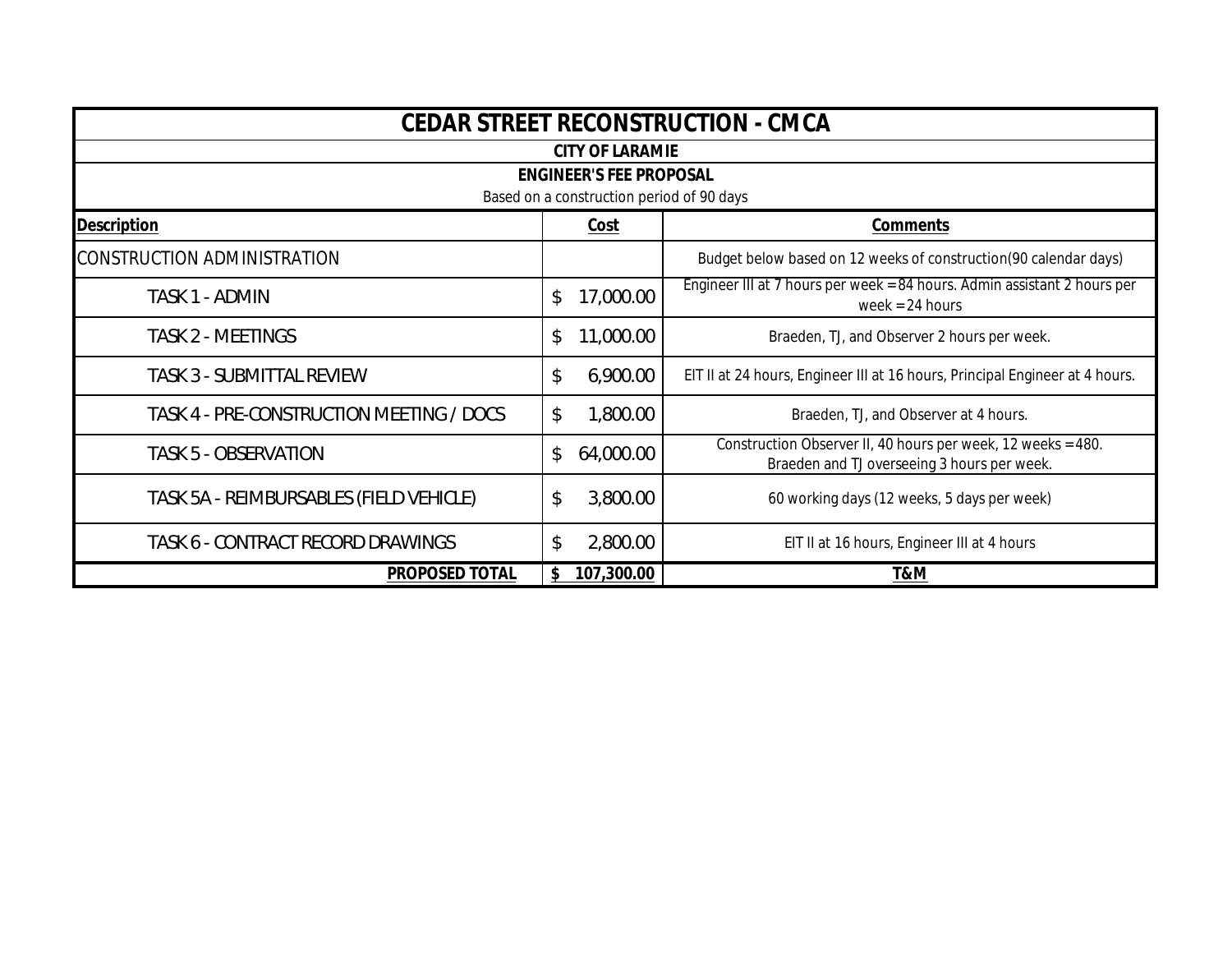# CEDAR STREET RECONSTRUCTION - CMCA

**CITY OF LARAMIE**

**ENGINEER'S FEE PROPOSAL**

Based on a construction period of 90 days

| **Description** | **Cost** | **Comments** |
|---|---|---|
| CONSTRUCTION ADMINISTRATION | | Budget below based on 12 weeks of construction(90 calendar days) |
| TASK 1 - ADMIN | $ 17,000.00 | Engineer III at 7 hours per week = 84 hours. Admin assistant 2 hours per week = 24 hours |
| TASK 2 - MEETINGS | $ 11,000.00 | Braeden, TJ, and Observer 2 hours per week. |
| TASK 3 - SUBMITTAL REVIEW | $ 6,900.00 | EIT II at 24 hours, Engineer III at 16 hours, Principal Engineer at 4 hours. |
| TASK 4 - PRE-CONSTRUCTION MEETING / DOCS | $ 1,800.00 | Braeden, TJ, and Observer at 4 hours. |
| TASK 5 - OBSERVATION | $ 64,000.00 | Construction Observer II, 40 hours per week, 12 weeks = 480. Braeden and TJ overseeing 3 hours per week. |
| TASK 5A - REIMBURSABLES (FIELD VEHICLE) | $ 3,800.00 | 60 working days (12 weeks, 5 days per week) |
| TASK 6 - CONTRACT RECORD DRAWINGS | $ 2,800.00 | EIT II at 16 hours, Engineer III at 4 hours |
| **PROPOSED TOTAL** | **$ 107,300.00** | **T&M** |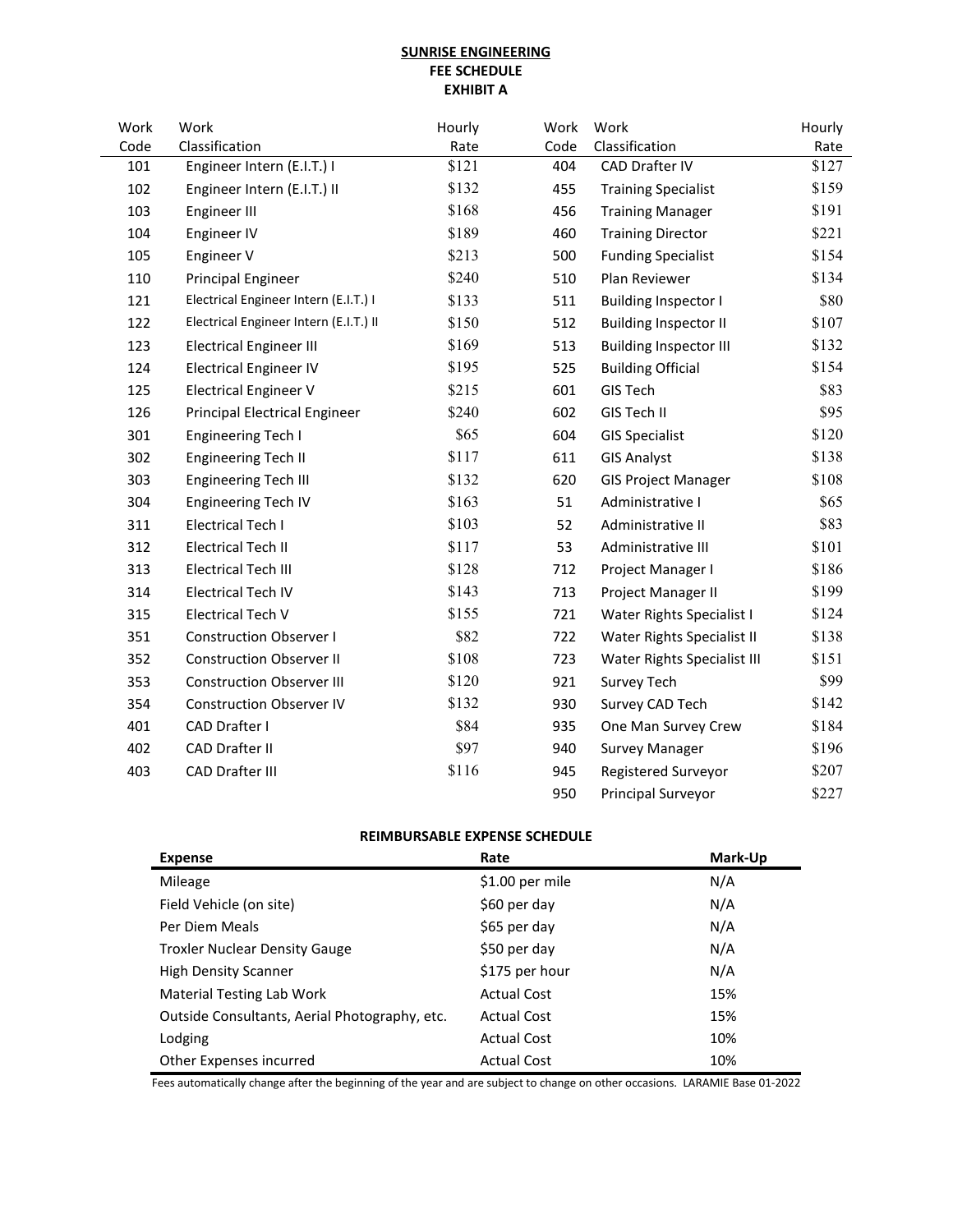**SUNRISE ENGINEERING**
**FEE SCHEDULE**
**EXHIBIT A**

| Work Code | Work Classification | Hourly Rate | Work Code | Work Classification | Hourly Rate |
|---|---|---|---|---|---|
| 101 | Engineer Intern (E.I.T.) I | $121 | 404 | CAD Drafter IV | $127 |
| 102 | Engineer Intern (E.I.T.) II | $132 | 455 | Training Specialist | $159 |
| 103 | Engineer III | $168 | 456 | Training Manager | $191 |
| 104 | Engineer IV | $189 | 460 | Training Director | $221 |
| 105 | Engineer V | $213 | 500 | Funding Specialist | $154 |
| 110 | Principal Engineer | $240 | 510 | Plan Reviewer | $134 |
| 121 | Electrical Engineer Intern (E.I.T.) I | $133 | 511 | Building Inspector I | $80 |
| 122 | Electrical Engineer Intern (E.I.T.) II | $150 | 512 | Building Inspector II | $107 |
| 123 | Electrical Engineer III | $169 | 513 | Building Inspector III | $132 |
| 124 | Electrical Engineer IV | $195 | 525 | Building Official | $154 |
| 125 | Electrical Engineer V | $215 | 601 | GIS Tech | $83 |
| 126 | Principal Electrical Engineer | $240 | 602 | GIS Tech II | $95 |
| 301 | Engineering Tech I | $65 | 604 | GIS Specialist | $120 |
| 302 | Engineering Tech II | $117 | 611 | GIS Analyst | $138 |
| 303 | Engineering Tech III | $132 | 620 | GIS Project Manager | $108 |
| 304 | Engineering Tech IV | $163 | 51 | Administrative I | $65 |
| 311 | Electrical Tech I | $103 | 52 | Administrative II | $83 |
| 312 | Electrical Tech II | $117 | 53 | Administrative III | $101 |
| 313 | Electrical Tech III | $128 | 712 | Project Manager I | $186 |
| 314 | Electrical Tech IV | $143 | 713 | Project Manager II | $199 |
| 315 | Electrical Tech V | $155 | 721 | Water Rights Specialist I | $124 |
| 351 | Construction Observer I | $82 | 722 | Water Rights Specialist II | $138 |
| 352 | Construction Observer II | $108 | 723 | Water Rights Specialist III | $151 |
| 353 | Construction Observer III | $120 | 921 | Survey Tech | $99 |
| 354 | Construction Observer IV | $132 | 930 | Survey CAD Tech | $142 |
| 401 | CAD Drafter I | $84 | 935 | One Man Survey Crew | $184 |
| 402 | CAD Drafter II | $97 | 940 | Survey Manager | $196 |
| 403 | CAD Drafter III | $116 | 945 | Registered Surveyor | $207 |
| | | | 950 | Principal Surveyor | $227 |

**REIMBURSABLE EXPENSE SCHEDULE**

| Expense | Rate | Mark-Up |
|---|---|---|
| Mileage | $1.00 per mile | N/A |
| Field Vehicle (on site) | $60 per day | N/A |
| Per Diem Meals | $65 per day | N/A |
| Troxler Nuclear Density Gauge | $50 per day | N/A |
| High Density Scanner | $175 per hour | N/A |
| Material Testing Lab Work | Actual Cost | 15% |
| Outside Consultants, Aerial Photography, etc. | Actual Cost | 15% |
| Lodging | Actual Cost | 10% |
| Other Expenses incurred | Actual Cost | 10% |

Fees automatically change after the beginning of the year and are subject to change on other occasions. LARAMIE Base 01-2022